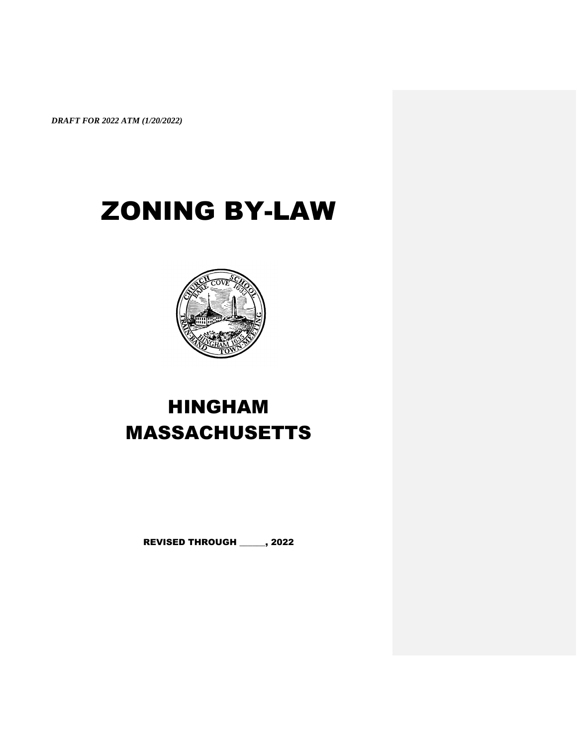***DRAFT FOR 2022 ATM (1/20/2022)***

# ZONING BY-LAW

# HINGHAM
# MASSACHUSETTS

**REVISED THROUGH \_\_\_\_\_\_, 2022**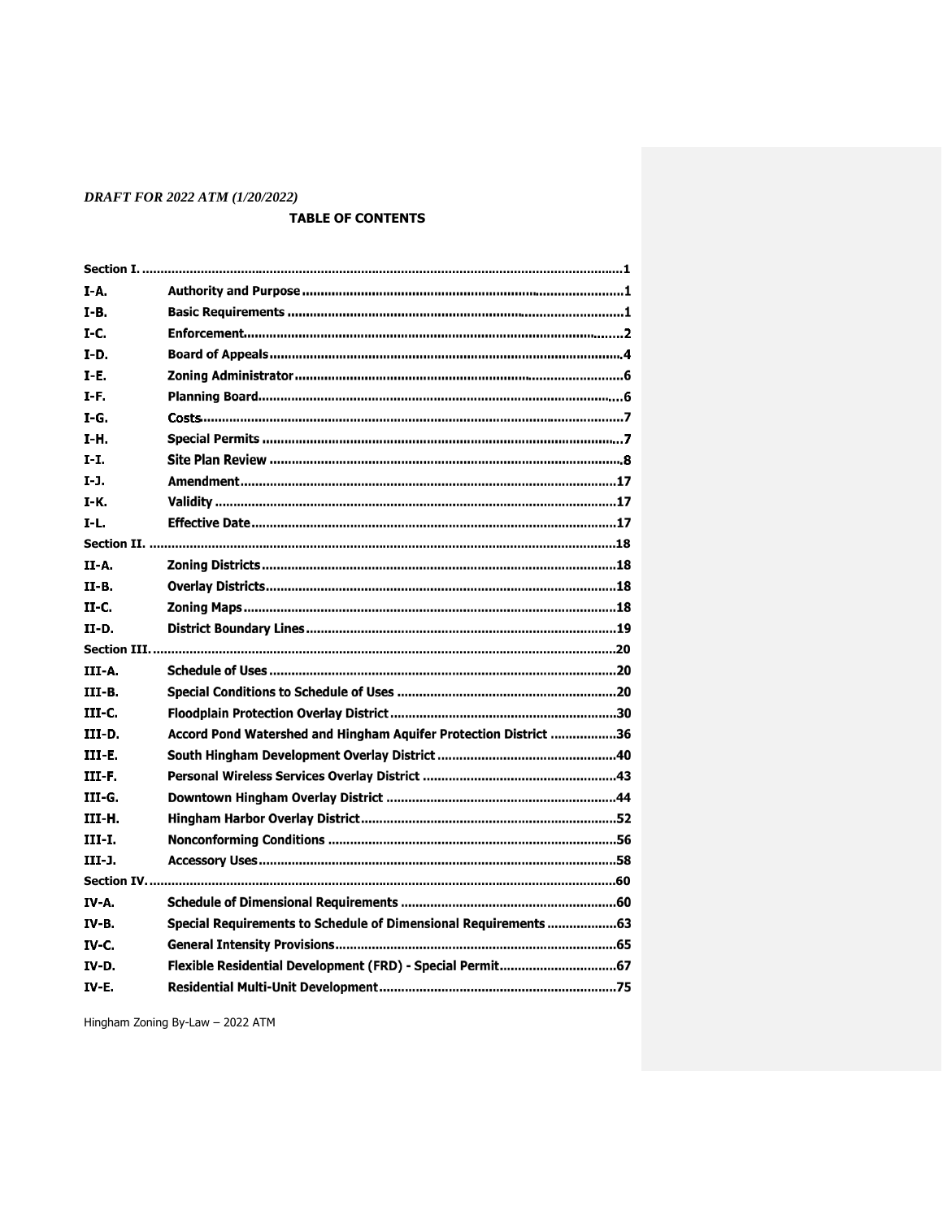*DRAFT FOR 2022 ATM (1/20/2022)*

## TABLE OF CONTENTS

| | | |
|---|---|---|
| **Section I.** | | **1** |
| **I-A.** | **Authority and Purpose** | **1** |
| **I-B.** | **Basic Requirements** | **1** |
| **I-C.** | **Enforcement** | **2** |
| **I-D.** | **Board of Appeals** | **4** |
| **I-E.** | **Zoning Administrator** | **6** |
| **I-F.** | **Planning Board** | **6** |
| **I-G.** | **Costs** | **7** |
| **I-H.** | **Special Permits** | **7** |
| **I-I.** | **Site Plan Review** | **8** |
| **I-J.** | **Amendment** | **17** |
| **I-K.** | **Validity** | **17** |
| **I-L.** | **Effective Date** | **17** |
| **Section II.** | | **18** |
| **II-A.** | **Zoning Districts** | **18** |
| **II-B.** | **Overlay Districts** | **18** |
| **II-C.** | **Zoning Maps** | **18** |
| **II-D.** | **District Boundary Lines** | **19** |
| **Section III.** | | **20** |
| **III-A.** | **Schedule of Uses** | **20** |
| **III-B.** | **Special Conditions to Schedule of Uses** | **20** |
| **III-C.** | **Floodplain Protection Overlay District** | **30** |
| **III-D.** | **Accord Pond Watershed and Hingham Aquifer Protection District** | **36** |
| **III-E.** | **South Hingham Development Overlay District** | **40** |
| **III-F.** | **Personal Wireless Services Overlay District** | **43** |
| **III-G.** | **Downtown Hingham Overlay District** | **44** |
| **III-H.** | **Hingham Harbor Overlay District** | **52** |
| **III-I.** | **Nonconforming Conditions** | **56** |
| **III-J.** | **Accessory Uses** | **58** |
| **Section IV.** | | **60** |
| **IV-A.** | **Schedule of Dimensional Requirements** | **60** |
| **IV-B.** | **Special Requirements to Schedule of Dimensional Requirements** | **63** |
| **IV-C.** | **General Intensity Provisions** | **65** |
| **IV-D.** | **Flexible Residential Development (FRD) - Special Permit** | **67** |
| **IV-E.** | **Residential Multi-Unit Development** | **75** |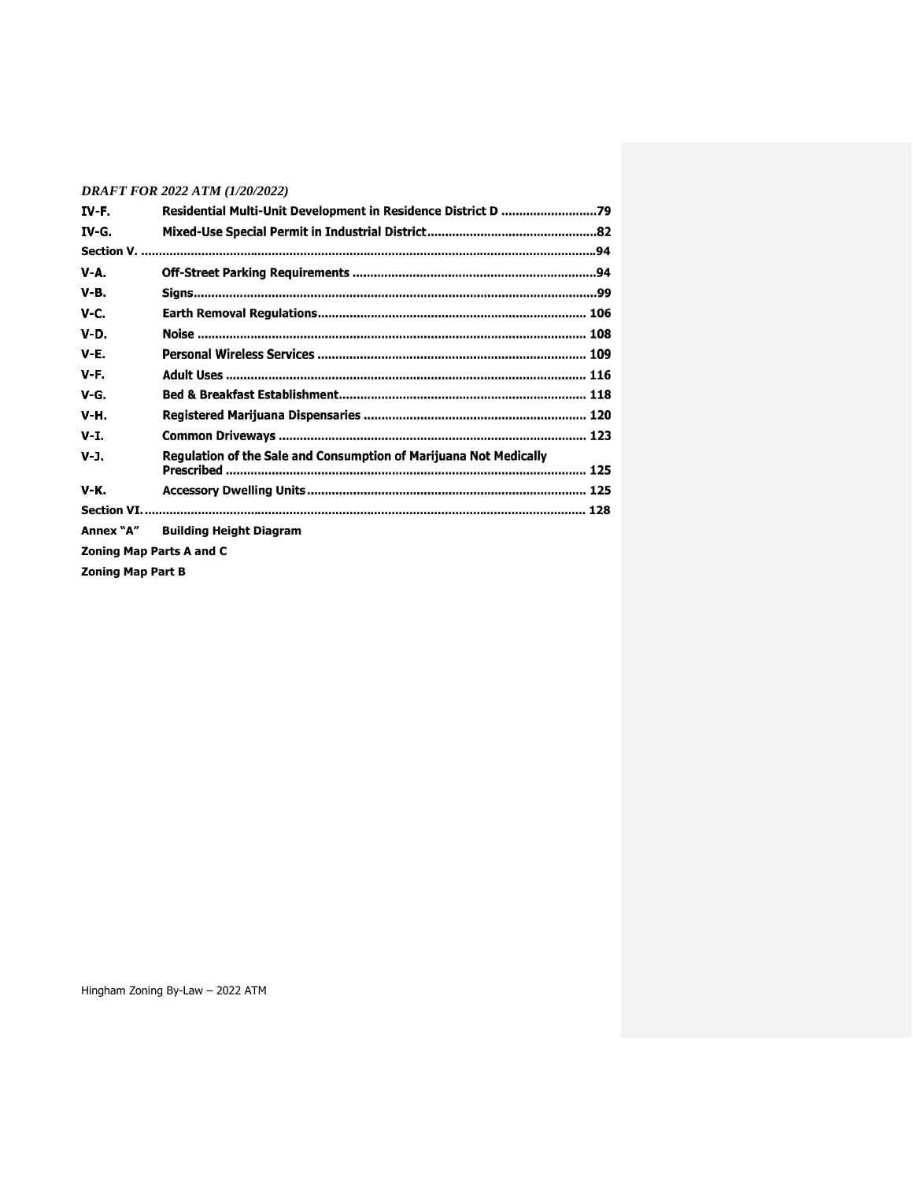*DRAFT FOR 2022 ATM (1/20/2022)*

| | | |
|---|---|---|
| **IV-F.** | **Residential Multi-Unit Development in Residence District D** | **79** |
| **IV-G.** | **Mixed-Use Special Permit in Industrial District** | **82** |
| **Section V.** | | **94** |
| **V-A.** | **Off-Street Parking Requirements** | **94** |
| **V-B.** | **Signs** | **99** |
| **V-C.** | **Earth Removal Regulations** | **106** |
| **V-D.** | **Noise** | **108** |
| **V-E.** | **Personal Wireless Services** | **109** |
| **V-F.** | **Adult Uses** | **116** |
| **V-G.** | **Bed & Breakfast Establishment** | **118** |
| **V-H.** | **Registered Marijuana Dispensaries** | **120** |
| **V-I.** | **Common Driveways** | **123** |
| **V-J.** | **Regulation of the Sale and Consumption of Marijuana Not Medically Prescribed** | **125** |
| **V-K.** | **Accessory Dwelling Units** | **125** |
| **Section VI.** | | **128** |
| **Annex "A"** | **Building Height Diagram** | |

**Zoning Map Parts A and C**

**Zoning Map Part B**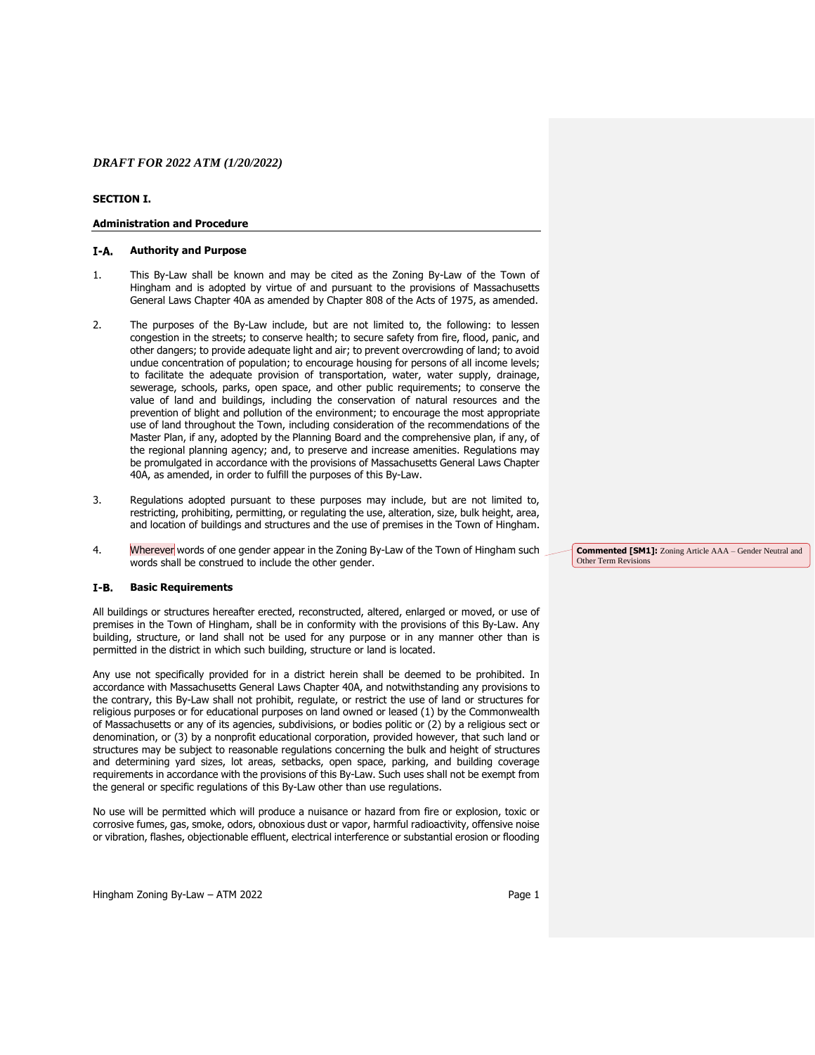*DRAFT FOR 2022 ATM (1/20/2022)*

**SECTION I.**

**Administration and Procedure**

## I-A. Authority and Purpose

1. This By-Law shall be known and may be cited as the Zoning By-Law of the Town of Hingham and is adopted by virtue of and pursuant to the provisions of Massachusetts General Laws Chapter 40A as amended by Chapter 808 of the Acts of 1975, as amended.

2. The purposes of the By-Law include, but are not limited to, the following: to lessen congestion in the streets; to conserve health; to secure safety from fire, flood, panic, and other dangers; to provide adequate light and air; to prevent overcrowding of land; to avoid undue concentration of population; to encourage housing for persons of all income levels; to facilitate the adequate provision of transportation, water, water supply, drainage, sewerage, schools, parks, open space, and other public requirements; to conserve the value of land and buildings, including the conservation of natural resources and the prevention of blight and pollution of the environment; to encourage the most appropriate use of land throughout the Town, including consideration of the recommendations of the Master Plan, if any, adopted by the Planning Board and the comprehensive plan, if any, of the regional planning agency; and, to preserve and increase amenities. Regulations may be promulgated in accordance with the provisions of Massachusetts General Laws Chapter 40A, as amended, in order to fulfill the purposes of this By-Law.

3. Regulations adopted pursuant to these purposes may include, but are not limited to, restricting, prohibiting, permitting, or regulating the use, alteration, size, bulk height, area, and location of buildings and structures and the use of premises in the Town of Hingham.

4. Wherever words of one gender appear in the Zoning By-Law of the Town of Hingham such words shall be construed to include the other gender.

> **Commented [SM1]:** Zoning Article AAA – Gender Neutral and Other Term Revisions

## I-B. Basic Requirements

All buildings or structures hereafter erected, reconstructed, altered, enlarged or moved, or use of premises in the Town of Hingham, shall be in conformity with the provisions of this By-Law. Any building, structure, or land shall not be used for any purpose or in any manner other than is permitted in the district in which such building, structure or land is located.

Any use not specifically provided for in a district herein shall be deemed to be prohibited. In accordance with Massachusetts General Laws Chapter 40A, and notwithstanding any provisions to the contrary, this By-Law shall not prohibit, regulate, or restrict the use of land or structures for religious purposes or for educational purposes on land owned or leased (1) by the Commonwealth of Massachusetts or any of its agencies, subdivisions, or bodies politic or (2) by a religious sect or denomination, or (3) by a nonprofit educational corporation, provided however, that such land or structures may be subject to reasonable regulations concerning the bulk and height of structures and determining yard sizes, lot areas, setbacks, open space, parking, and building coverage requirements in accordance with the provisions of this By-Law. Such uses shall not be exempt from the general or specific regulations of this By-Law other than use regulations.

No use will be permitted which will produce a nuisance or hazard from fire or explosion, toxic or corrosive fumes, gas, smoke, odors, obnoxious dust or vapor, harmful radioactivity, offensive noise or vibration, flashes, objectionable effluent, electrical interference or substantial erosion or flooding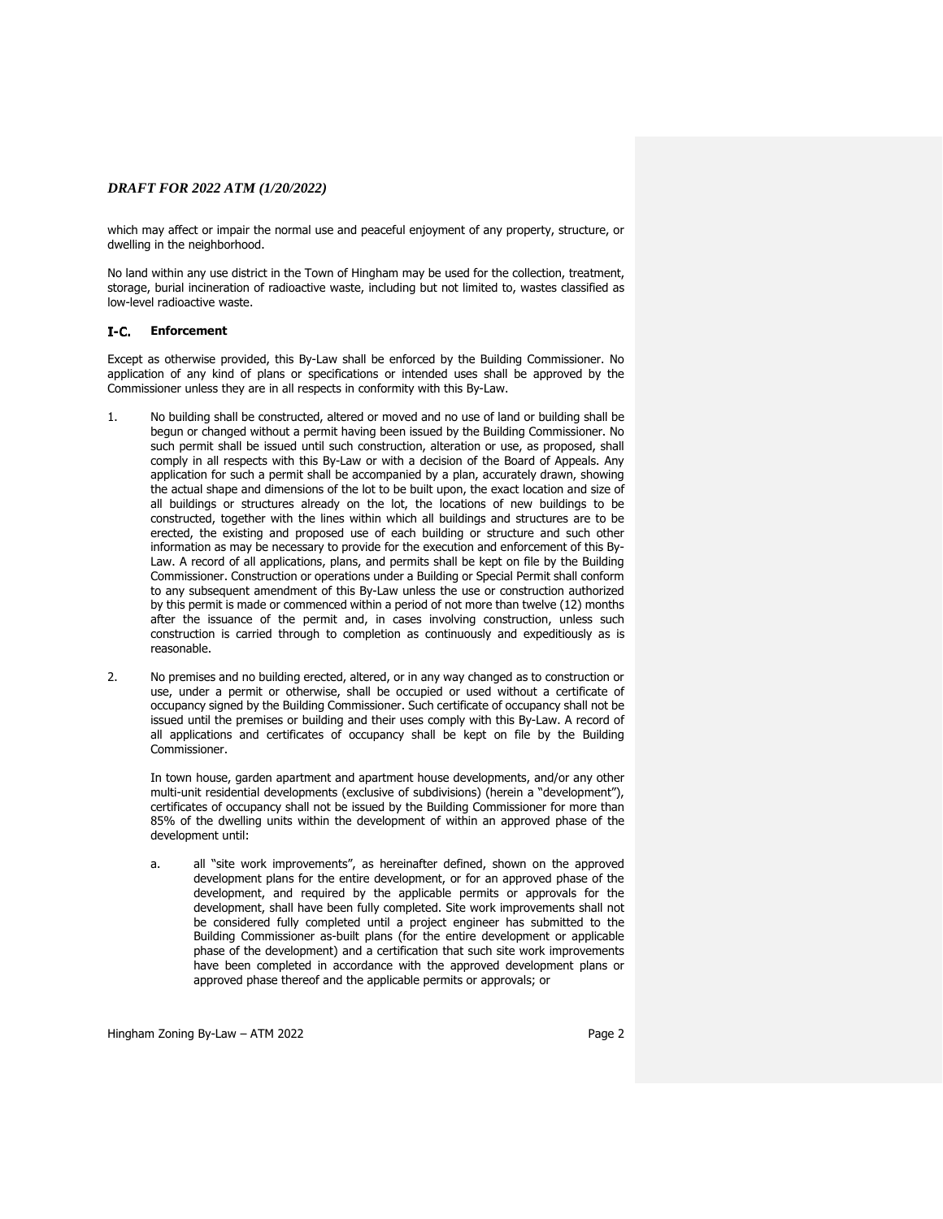which may affect or impair the normal use and peaceful enjoyment of any property, structure, or dwelling in the neighborhood.

No land within any use district in the Town of Hingham may be used for the collection, treatment, storage, burial incineration of radioactive waste, including but not limited to, wastes classified as low-level radioactive waste.

## I-C. Enforcement

Except as otherwise provided, this By-Law shall be enforced by the Building Commissioner. No application of any kind of plans or specifications or intended uses shall be approved by the Commissioner unless they are in all respects in conformity with this By-Law.

1. No building shall be constructed, altered or moved and no use of land or building shall be begun or changed without a permit having been issued by the Building Commissioner. No such permit shall be issued until such construction, alteration or use, as proposed, shall comply in all respects with this By-Law or with a decision of the Board of Appeals. Any application for such a permit shall be accompanied by a plan, accurately drawn, showing the actual shape and dimensions of the lot to be built upon, the exact location and size of all buildings or structures already on the lot, the locations of new buildings to be constructed, together with the lines within which all buildings and structures are to be erected, the existing and proposed use of each building or structure and such other information as may be necessary to provide for the execution and enforcement of this By-Law. A record of all applications, plans, and permits shall be kept on file by the Building Commissioner. Construction or operations under a Building or Special Permit shall conform to any subsequent amendment of this By-Law unless the use or construction authorized by this permit is made or commenced within a period of not more than twelve (12) months after the issuance of the permit and, in cases involving construction, unless such construction is carried through to completion as continuously and expeditiously as is reasonable.

2. No premises and no building erected, altered, or in any way changed as to construction or use, under a permit or otherwise, shall be occupied or used without a certificate of occupancy signed by the Building Commissioner. Such certificate of occupancy shall not be issued until the premises or building and their uses comply with this By-Law. A record of all applications and certificates of occupancy shall be kept on file by the Building Commissioner.

   In town house, garden apartment and apartment house developments, and/or any other multi-unit residential developments (exclusive of subdivisions) (herein a "development"), certificates of occupancy shall not be issued by the Building Commissioner for more than 85% of the dwelling units within the development of within an approved phase of the development until:

   a. all "site work improvements", as hereinafter defined, shown on the approved development plans for the entire development, or for an approved phase of the development, and required by the applicable permits or approvals for the development, shall have been fully completed. Site work improvements shall not be considered fully completed until a project engineer has submitted to the Building Commissioner as-built plans (for the entire development or applicable phase of the development) and a certification that such site work improvements have been completed in accordance with the approved development plans or approved phase thereof and the applicable permits or approvals; or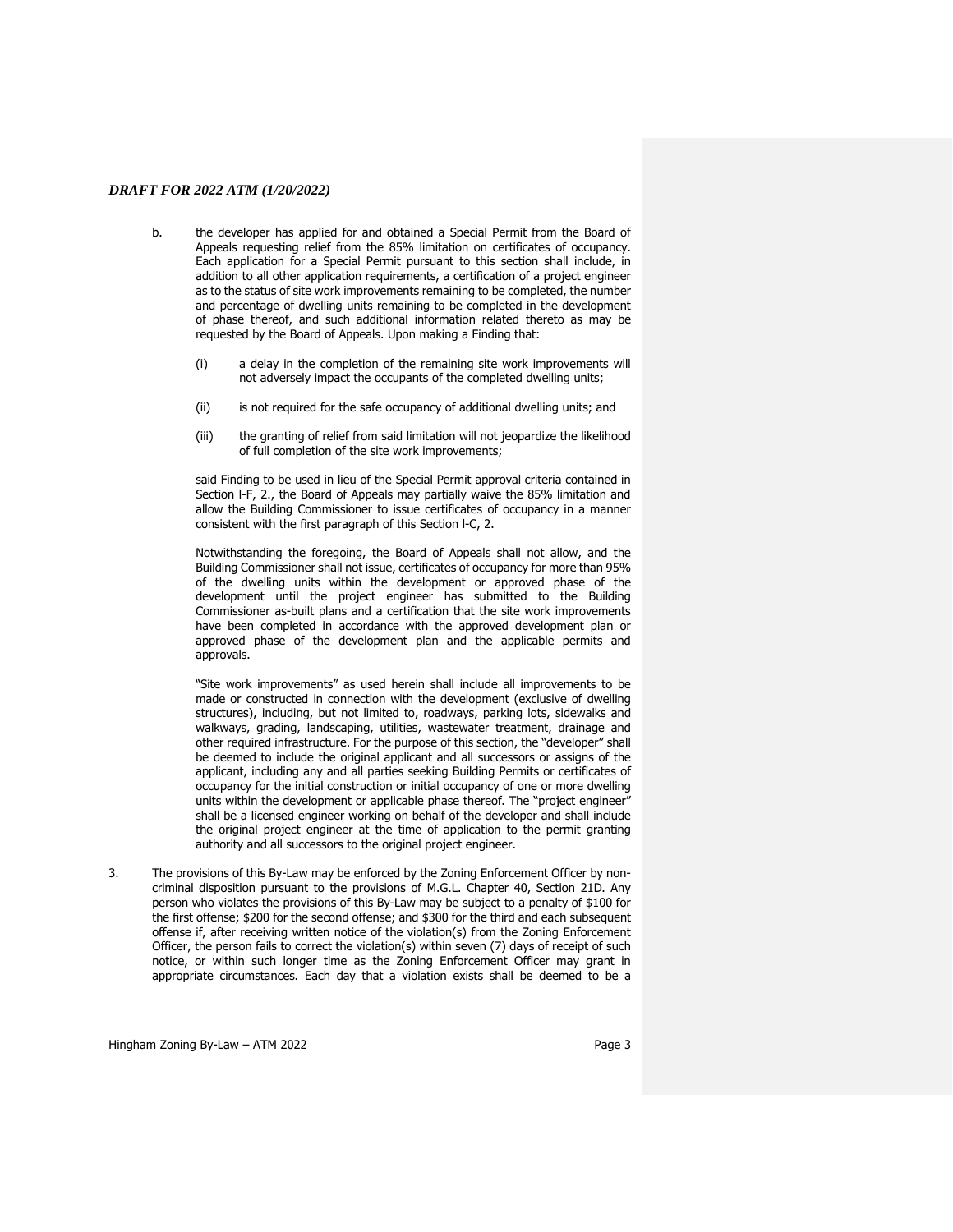b. the developer has applied for and obtained a Special Permit from the Board of Appeals requesting relief from the 85% limitation on certificates of occupancy. Each application for a Special Permit pursuant to this section shall include, in addition to all other application requirements, a certification of a project engineer as to the status of site work improvements remaining to be completed, the number and percentage of dwelling units remaining to be completed in the development of phase thereof, and such additional information related thereto as may be requested by the Board of Appeals. Upon making a Finding that:

(i) a delay in the completion of the remaining site work improvements will not adversely impact the occupants of the completed dwelling units;

(ii) is not required for the safe occupancy of additional dwelling units; and

(iii) the granting of relief from said limitation will not jeopardize the likelihood of full completion of the site work improvements;

said Finding to be used in lieu of the Special Permit approval criteria contained in Section I-F, 2., the Board of Appeals may partially waive the 85% limitation and allow the Building Commissioner to issue certificates of occupancy in a manner consistent with the first paragraph of this Section I-C, 2.

Notwithstanding the foregoing, the Board of Appeals shall not allow, and the Building Commissioner shall not issue, certificates of occupancy for more than 95% of the dwelling units within the development or approved phase of the development until the project engineer has submitted to the Building Commissioner as-built plans and a certification that the site work improvements have been completed in accordance with the approved development plan or approved phase of the development plan and the applicable permits and approvals.

"Site work improvements" as used herein shall include all improvements to be made or constructed in connection with the development (exclusive of dwelling structures), including, but not limited to, roadways, parking lots, sidewalks and walkways, grading, landscaping, utilities, wastewater treatment, drainage and other required infrastructure. For the purpose of this section, the "developer" shall be deemed to include the original applicant and all successors or assigns of the applicant, including any and all parties seeking Building Permits or certificates of occupancy for the initial construction or initial occupancy of one or more dwelling units within the development or applicable phase thereof. The "project engineer" shall be a licensed engineer working on behalf of the developer and shall include the original project engineer at the time of application to the permit granting authority and all successors to the original project engineer.

3. The provisions of this By-Law may be enforced by the Zoning Enforcement Officer by non-criminal disposition pursuant to the provisions of M.G.L. Chapter 40, Section 21D. Any person who violates the provisions of this By-Law may be subject to a penalty of $100 for the first offense; $200 for the second offense; and $300 for the third and each subsequent offense if, after receiving written notice of the violation(s) from the Zoning Enforcement Officer, the person fails to correct the violation(s) within seven (7) days of receipt of such notice, or within such longer time as the Zoning Enforcement Officer may grant in appropriate circumstances. Each day that a violation exists shall be deemed to be a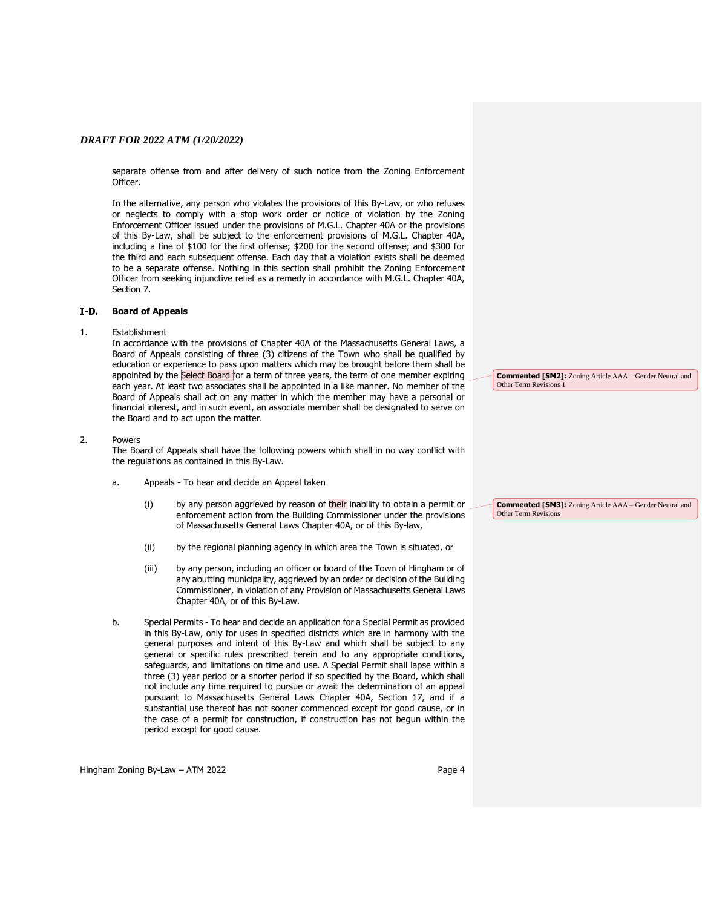separate offense from and after delivery of such notice from the Zoning Enforcement Officer.

In the alternative, any person who violates the provisions of this By-Law, or who refuses or neglects to comply with a stop work order or notice of violation by the Zoning Enforcement Officer issued under the provisions of M.G.L. Chapter 40A or the provisions of this By-Law, shall be subject to the enforcement provisions of M.G.L. Chapter 40A, including a fine of $100 for the first offense; $200 for the second offense; and $300 for the third and each subsequent offense. Each day that a violation exists shall be deemed to be a separate offense. Nothing in this section shall prohibit the Zoning Enforcement Officer from seeking injunctive relief as a remedy in accordance with M.G.L. Chapter 40A, Section 7.

## I-D. Board of Appeals

1. Establishment
   In accordance with the provisions of Chapter 40A of the Massachusetts General Laws, a Board of Appeals consisting of three (3) citizens of the Town who shall be qualified by education or experience to pass upon matters which may be brought before them shall be appointed by the Select Board for a term of three years, the term of one member expiring each year. At least two associates shall be appointed in a like manner. No member of the Board of Appeals shall act on any matter in which the member may have a personal or financial interest, and in such event, an associate member shall be designated to serve on the Board and to act upon the matter.

**Commented [SM2]:** Zoning Article AAA – Gender Neutral and Other Term Revisions 1

2. Powers
   The Board of Appeals shall have the following powers which shall in no way conflict with the regulations as contained in this By-Law.

   a. Appeals - To hear and decide an Appeal taken

      (i) by any person aggrieved by reason of their inability to obtain a permit or enforcement action from the Building Commissioner under the provisions of Massachusetts General Laws Chapter 40A, or of this By-law,

      (ii) by the regional planning agency in which area the Town is situated, or

      (iii) by any person, including an officer or board of the Town of Hingham or of any abutting municipality, aggrieved by an order or decision of the Building Commissioner, in violation of any Provision of Massachusetts General Laws Chapter 40A, or of this By-Law.

**Commented [SM3]:** Zoning Article AAA – Gender Neutral and Other Term Revisions

   b. Special Permits - To hear and decide an application for a Special Permit as provided in this By-Law, only for uses in specified districts which are in harmony with the general purposes and intent of this By-Law and which shall be subject to any general or specific rules prescribed herein and to any appropriate conditions, safeguards, and limitations on time and use. A Special Permit shall lapse within a three (3) year period or a shorter period if so specified by the Board, which shall not include any time required to pursue or await the determination of an appeal pursuant to Massachusetts General Laws Chapter 40A, Section 17, and if a substantial use thereof has not sooner commenced except for good cause, or in the case of a permit for construction, if construction has not begun within the period except for good cause.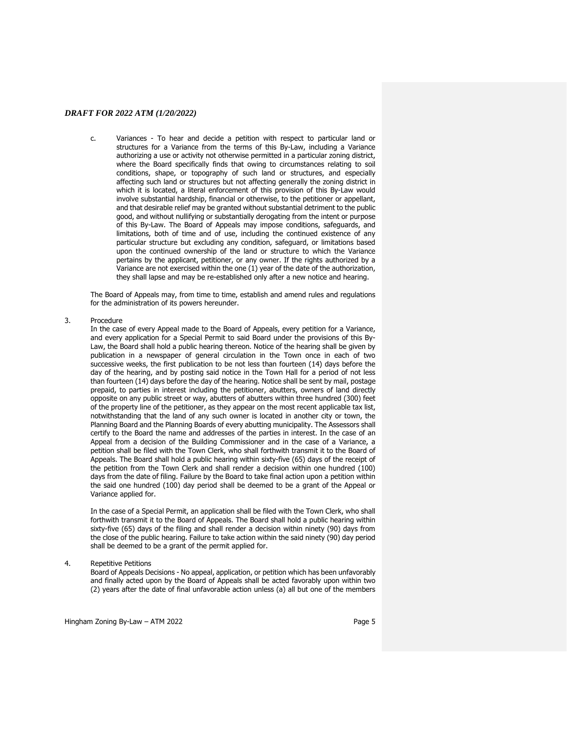c. Variances - To hear and decide a petition with respect to particular land or structures for a Variance from the terms of this By-Law, including a Variance authorizing a use or activity not otherwise permitted in a particular zoning district, where the Board specifically finds that owing to circumstances relating to soil conditions, shape, or topography of such land or structures, and especially affecting such land or structures but not affecting generally the zoning district in which it is located, a literal enforcement of this provision of this By-Law would involve substantial hardship, financial or otherwise, to the petitioner or appellant, and that desirable relief may be granted without substantial detriment to the public good, and without nullifying or substantially derogating from the intent or purpose of this By-Law. The Board of Appeals may impose conditions, safeguards, and limitations, both of time and of use, including the continued existence of any particular structure but excluding any condition, safeguard, or limitations based upon the continued ownership of the land or structure to which the Variance pertains by the applicant, petitioner, or any owner. If the rights authorized by a Variance are not exercised within the one (1) year of the date of the authorization, they shall lapse and may be re-established only after a new notice and hearing.

The Board of Appeals may, from time to time, establish and amend rules and regulations for the administration of its powers hereunder.

3. Procedure

In the case of every Appeal made to the Board of Appeals, every petition for a Variance, and every application for a Special Permit to said Board under the provisions of this By-Law, the Board shall hold a public hearing thereon. Notice of the hearing shall be given by publication in a newspaper of general circulation in the Town once in each of two successive weeks, the first publication to be not less than fourteen (14) days before the day of the hearing, and by posting said notice in the Town Hall for a period of not less than fourteen (14) days before the day of the hearing. Notice shall be sent by mail, postage prepaid, to parties in interest including the petitioner, abutters, owners of land directly opposite on any public street or way, abutters of abutters within three hundred (300) feet of the property line of the petitioner, as they appear on the most recent applicable tax list, notwithstanding that the land of any such owner is located in another city or town, the Planning Board and the Planning Boards of every abutting municipality. The Assessors shall certify to the Board the name and addresses of the parties in interest. In the case of an Appeal from a decision of the Building Commissioner and in the case of a Variance, a petition shall be filed with the Town Clerk, who shall forthwith transmit it to the Board of Appeals. The Board shall hold a public hearing within sixty-five (65) days of the receipt of the petition from the Town Clerk and shall render a decision within one hundred (100) days from the date of filing. Failure by the Board to take final action upon a petition within the said one hundred (100) day period shall be deemed to be a grant of the Appeal or Variance applied for.

In the case of a Special Permit, an application shall be filed with the Town Clerk, who shall forthwith transmit it to the Board of Appeals. The Board shall hold a public hearing within sixty-five (65) days of the filing and shall render a decision within ninety (90) days from the close of the public hearing. Failure to take action within the said ninety (90) day period shall be deemed to be a grant of the permit applied for.

4. Repetitive Petitions

Board of Appeals Decisions - No appeal, application, or petition which has been unfavorably and finally acted upon by the Board of Appeals shall be acted favorably upon within two (2) years after the date of final unfavorable action unless (a) all but one of the members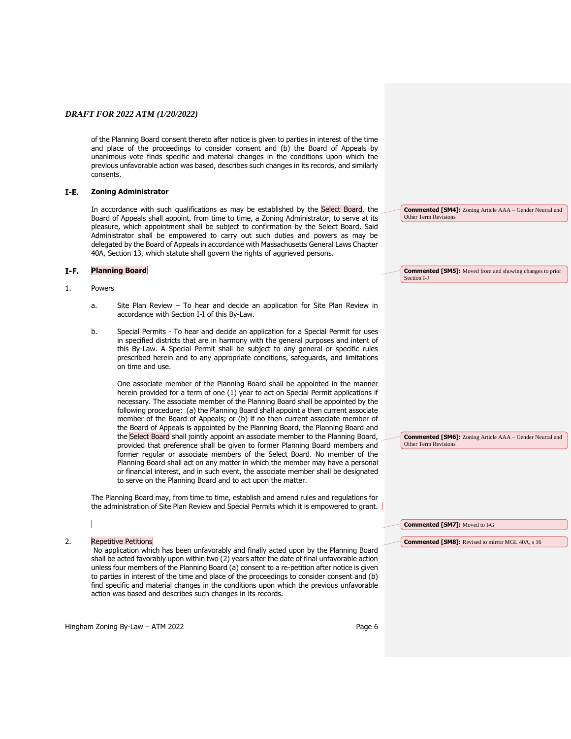of the Planning Board consent thereto after notice is given to parties in interest of the time and place of the proceedings to consider consent and (b) the Board of Appeals by unanimous vote finds specific and material changes in the conditions upon which the previous unfavorable action was based, describes such changes in its records, and similarly consents.

### I-E. Zoning Administrator

In accordance with such qualifications as may be established by the Select Board, the Board of Appeals shall appoint, from time to time, a Zoning Administrator, to serve at its pleasure, which appointment shall be subject to confirmation by the Select Board. Said Administrator shall be empowered to carry out such duties and powers as may be delegated by the Board of Appeals in accordance with Massachusetts General Laws Chapter 40A, Section 13, which statute shall govern the rights of aggrieved persons.

> **Commented [SM4]:** Zoning Article AAA – Gender Neutral and Other Term Revisions

### I-F. Planning Board

> **Commented [SM5]:** Moved from and showing changes to prior Section I-J

1. Powers

   a. Site Plan Review – To hear and decide an application for Site Plan Review in accordance with Section I-I of this By-Law.

   b. Special Permits - To hear and decide an application for a Special Permit for uses in specified districts that are in harmony with the general purposes and intent of this By-Law. A Special Permit shall be subject to any general or specific rules prescribed herein and to any appropriate conditions, safeguards, and limitations on time and use.

      One associate member of the Planning Board shall be appointed in the manner herein provided for a term of one (1) year to act on Special Permit applications if necessary. The associate member of the Planning Board shall be appointed by the following procedure: (a) the Planning Board shall appoint a then current associate member of the Board of Appeals; or (b) if no then current associate member of the Board of Appeals is appointed by the Planning Board, the Planning Board and the Select Board shall jointly appoint an associate member to the Planning Board, provided that preference shall be given to former Planning Board members and former regular or associate members of the Select Board. No member of the Planning Board shall act on any matter in which the member may have a personal or financial interest, and in such event, the associate member shall be designated to serve on the Planning Board and to act upon the matter.

> **Commented [SM6]:** Zoning Article AAA – Gender Neutral and Other Term Revisions

The Planning Board may, from time to time, establish and amend rules and regulations for the administration of Site Plan Review and Special Permits which it is empowered to grant.

> **Commented [SM7]:** Moved to I-G

2. Repetitive Petitions

   No application which has been unfavorably and finally acted upon by the Planning Board shall be acted favorably upon within two (2) years after the date of final unfavorable action unless four members of the Planning Board (a) consent to a re-petition after notice is given to parties in interest of the time and place of the proceedings to consider consent and (b) find specific and material changes in the conditions upon which the previous unfavorable action was based and describes such changes in its records.

> **Commented [SM8]:** Revised to mirror MGL 40A, s 16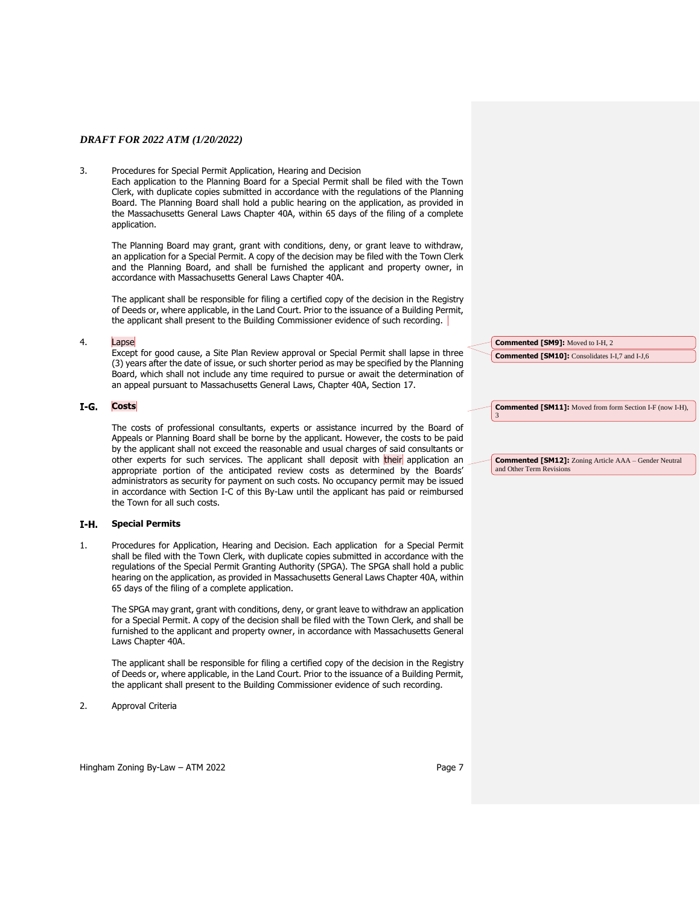*DRAFT FOR 2022 ATM (1/20/2022)*

3. Procedures for Special Permit Application, Hearing and Decision
Each application to the Planning Board for a Special Permit shall be filed with the Town Clerk, with duplicate copies submitted in accordance with the regulations of the Planning Board. The Planning Board shall hold a public hearing on the application, as provided in the Massachusetts General Laws Chapter 40A, within 65 days of the filing of a complete application.

The Planning Board may grant, grant with conditions, deny, or grant leave to withdraw, an application for a Special Permit. A copy of the decision may be filed with the Town Clerk and the Planning Board, and shall be furnished the applicant and property owner, in accordance with Massachusetts General Laws Chapter 40A.

The applicant shall be responsible for filing a certified copy of the decision in the Registry of Deeds or, where applicable, in the Land Court. Prior to the issuance of a Building Permit, the applicant shall present to the Building Commissioner evidence of such recording.

4. Lapse
Except for good cause, a Site Plan Review approval or Special Permit shall lapse in three (3) years after the date of issue, or such shorter period as may be specified by the Planning Board, which shall not include any time required to pursue or await the determination of an appeal pursuant to Massachusetts General Laws, Chapter 40A, Section 17.

> **Commented [SM9]:** Moved to I-H, 2
>
> **Commented [SM10]:** Consolidates I-I,7 and I-J,6

## I-G. Costs

> **Commented [SM11]:** Moved from form Section I-F (now I-H), 3

The costs of professional consultants, experts or assistance incurred by the Board of Appeals or Planning Board shall be borne by the applicant. However, the costs to be paid by the applicant shall not exceed the reasonable and usual charges of said consultants or other experts for such services. The applicant shall deposit with their application an appropriate portion of the anticipated review costs as determined by the Boards' administrators as security for payment on such costs. No occupancy permit may be issued in accordance with Section I-C of this By-Law until the applicant has paid or reimbursed the Town for all such costs.

> **Commented [SM12]:** Zoning Article AAA – Gender Neutral and Other Term Revisions

## I-H. Special Permits

1. Procedures for Application, Hearing and Decision. Each application for a Special Permit shall be filed with the Town Clerk, with duplicate copies submitted in accordance with the regulations of the Special Permit Granting Authority (SPGA). The SPGA shall hold a public hearing on the application, as provided in Massachusetts General Laws Chapter 40A, within 65 days of the filing of a complete application.

The SPGA may grant, grant with conditions, deny, or grant leave to withdraw an application for a Special Permit. A copy of the decision shall be filed with the Town Clerk, and shall be furnished to the applicant and property owner, in accordance with Massachusetts General Laws Chapter 40A.

The applicant shall be responsible for filing a certified copy of the decision in the Registry of Deeds or, where applicable, in the Land Court. Prior to the issuance of a Building Permit, the applicant shall present to the Building Commissioner evidence of such recording.

2. Approval Criteria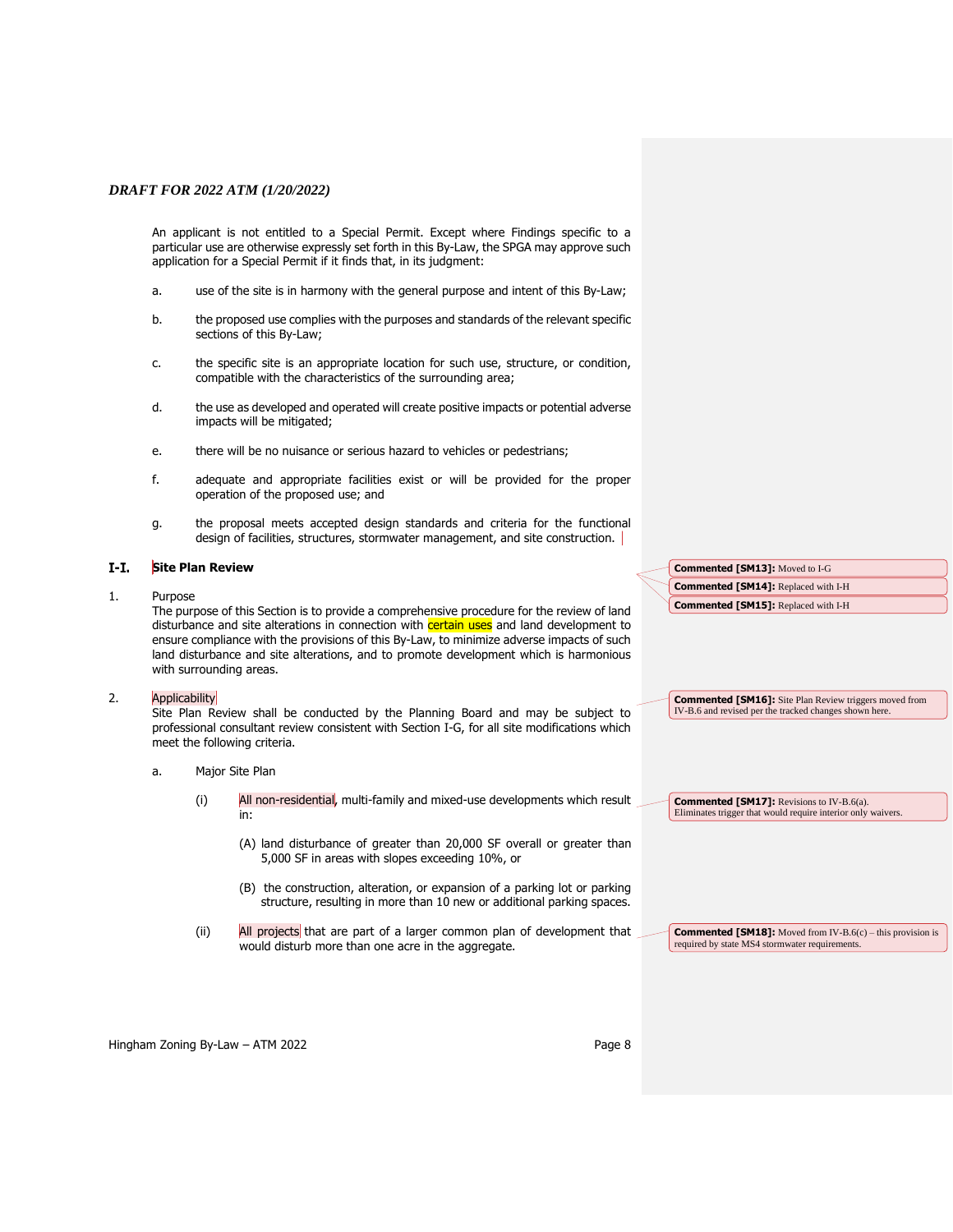An applicant is not entitled to a Special Permit. Except where Findings specific to a particular use are otherwise expressly set forth in this By-Law, the SPGA may approve such application for a Special Permit if it finds that, in its judgment:

a. use of the site is in harmony with the general purpose and intent of this By-Law;

b. the proposed use complies with the purposes and standards of the relevant specific sections of this By-Law;

c. the specific site is an appropriate location for such use, structure, or condition, compatible with the characteristics of the surrounding area;

d. the use as developed and operated will create positive impacts or potential adverse impacts will be mitigated;

e. there will be no nuisance or serious hazard to vehicles or pedestrians;

f. adequate and appropriate facilities exist or will be provided for the proper operation of the proposed use; and

g. the proposal meets accepted design standards and criteria for the functional design of facilities, structures, stormwater management, and site construction.

## I-I. Site Plan Review

1. Purpose

The purpose of this Section is to provide a comprehensive procedure for the review of land disturbance and site alterations in connection with certain uses and land development to ensure compliance with the provisions of this By-Law, to minimize adverse impacts of such land disturbance and site alterations, and to promote development which is harmonious with surrounding areas.

2. Applicability

Site Plan Review shall be conducted by the Planning Board and may be subject to professional consultant review consistent with Section I-G, for all site modifications which meet the following criteria.

a. Major Site Plan

(i) All non-residential, multi-family and mixed-use developments which result in:

(A) land disturbance of greater than 20,000 SF overall or greater than 5,000 SF in areas with slopes exceeding 10%, or

(B) the construction, alteration, or expansion of a parking lot or parking structure, resulting in more than 10 new or additional parking spaces.

(ii) All projects that are part of a larger common plan of development that would disturb more than one acre in the aggregate.

**Commented [SM13]:** Moved to I-G

**Commented [SM14]:** Replaced with I-H

**Commented [SM15]:** Replaced with I-H

**Commented [SM16]:** Site Plan Review triggers moved from IV-B.6 and revised per the tracked changes shown here.

**Commented [SM17]:** Revisions to IV-B.6(a). Eliminates trigger that would require interior only waivers.

**Commented [SM18]:** Moved from IV-B.6(c) – this provision is required by state MS4 stormwater requirements.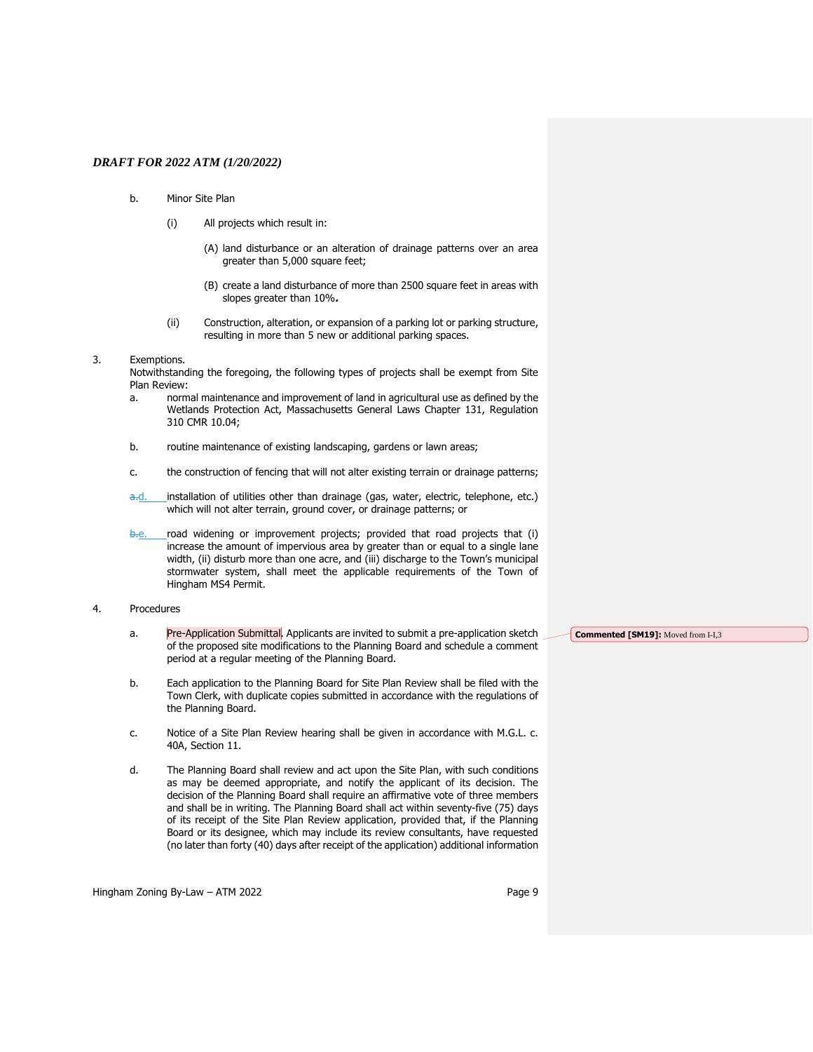b. Minor Site Plan

   (i) All projects which result in:

      (A) land disturbance or an alteration of drainage patterns over an area greater than 5,000 square feet;

      (B) create a land disturbance of more than 2500 square feet in areas with slopes greater than 10%**.**

   (ii) Construction, alteration, or expansion of a parking lot or parking structure, resulting in more than 5 new or additional parking spaces.

3. Exemptions.
   Notwithstanding the foregoing, the following types of projects shall be exempt from Site Plan Review:

   a. normal maintenance and improvement of land in agricultural use as defined by the Wetlands Protection Act, Massachusetts General Laws Chapter 131, Regulation 310 CMR 10.04;

   b. routine maintenance of existing landscaping, gardens or lawn areas;

   c. the construction of fencing that will not alter existing terrain or drainage patterns;

   ~~a.~~d. installation of utilities other than drainage (gas, water, electric, telephone, etc.) which will not alter terrain, ground cover, or drainage patterns; or

   ~~b.~~e. road widening or improvement projects; provided that road projects that (i) increase the amount of impervious area by greater than or equal to a single lane width, (ii) disturb more than one acre, and (iii) discharge to the Town's municipal stormwater system, shall meet the applicable requirements of the Town of Hingham MS4 Permit.

4. Procedures

   a. Pre-Application Submittal. Applicants are invited to submit a pre-application sketch of the proposed site modifications to the Planning Board and schedule a comment period at a regular meeting of the Planning Board.

   > **Commented [SM19]:** Moved from I-I,3

   b. Each application to the Planning Board for Site Plan Review shall be filed with the Town Clerk, with duplicate copies submitted in accordance with the regulations of the Planning Board.

   c. Notice of a Site Plan Review hearing shall be given in accordance with M.G.L. c. 40A, Section 11.

   d. The Planning Board shall review and act upon the Site Plan, with such conditions as may be deemed appropriate, and notify the applicant of its decision. The decision of the Planning Board shall require an affirmative vote of three members and shall be in writing. The Planning Board shall act within seventy-five (75) days of its receipt of the Site Plan Review application, provided that, if the Planning Board or its designee, which may include its review consultants, have requested (no later than forty (40) days after receipt of the application) additional information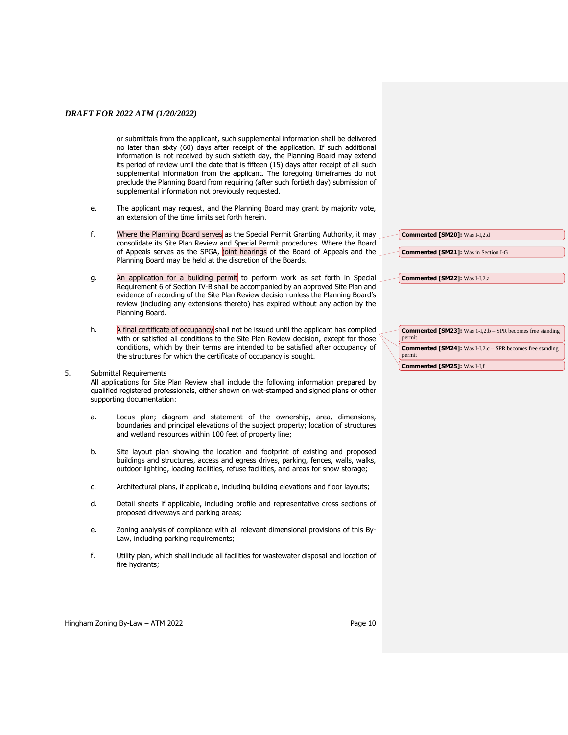or submittals from the applicant, such supplemental information shall be delivered no later than sixty (60) days after receipt of the application. If such additional information is not received by such sixtieth day, the Planning Board may extend its period of review until the date that is fifteen (15) days after receipt of all such supplemental information from the applicant. The foregoing timeframes do not preclude the Planning Board from requiring (after such fortieth day) submission of supplemental information not previously requested.

e. The applicant may request, and the Planning Board may grant by majority vote, an extension of the time limits set forth herein.

f. Where the Planning Board serves as the Special Permit Granting Authority, it may consolidate its Site Plan Review and Special Permit procedures. Where the Board of Appeals serves as the SPGA, joint hearings of the Board of Appeals and the Planning Board may be held at the discretion of the Boards.

g. An application for a building permit to perform work as set forth in Special Requirement 6 of Section IV-B shall be accompanied by an approved Site Plan and evidence of recording of the Site Plan Review decision unless the Planning Board's review (including any extensions thereto) has expired without any action by the Planning Board.

h. A final certificate of occupancy shall not be issued until the applicant has complied with or satisfied all conditions to the Site Plan Review decision, except for those conditions, which by their terms are intended to be satisfied after occupancy of the structures for which the certificate of occupancy is sought.

5. Submittal Requirements

All applications for Site Plan Review shall include the following information prepared by qualified registered professionals, either shown on wet-stamped and signed plans or other supporting documentation:

a. Locus plan; diagram and statement of the ownership, area, dimensions, boundaries and principal elevations of the subject property; location of structures and wetland resources within 100 feet of property line;

b. Site layout plan showing the location and footprint of existing and proposed buildings and structures, access and egress drives, parking, fences, walls, walks, outdoor lighting, loading facilities, refuse facilities, and areas for snow storage;

c. Architectural plans, if applicable, including building elevations and floor layouts;

d. Detail sheets if applicable, including profile and representative cross sections of proposed driveways and parking areas;

e. Zoning analysis of compliance with all relevant dimensional provisions of this By-Law, including parking requirements;

f. Utility plan, which shall include all facilities for wastewater disposal and location of fire hydrants;

**Commented [SM20]:** Was I-I,2.d

**Commented [SM21]:** Was in Section I-G

**Commented [SM22]:** Was I-I,2.a

**Commented [SM23]:** Was 1-I,2.b – SPR becomes free standing permit

**Commented [SM24]:** Was I-I,2.c – SPR becomes free standing permit

**Commented [SM25]:** Was I-I,f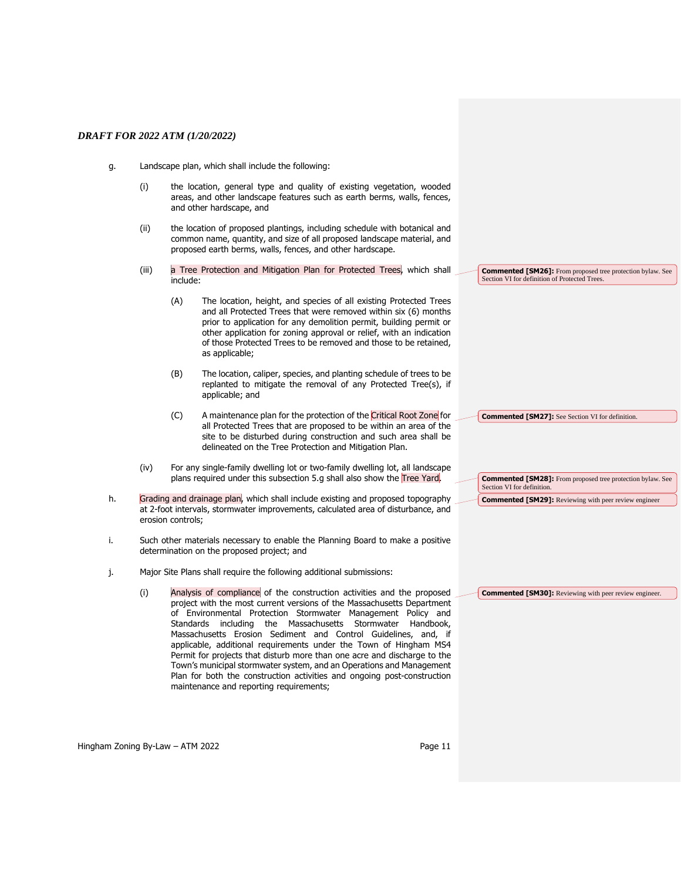g. Landscape plan, which shall include the following:

   (i) the location, general type and quality of existing vegetation, wooded areas, and other landscape features such as earth berms, walls, fences, and other hardscape, and

   (ii) the location of proposed plantings, including schedule with botanical and common name, quantity, and size of all proposed landscape material, and proposed earth berms, walls, fences, and other hardscape.

   (iii) a Tree Protection and Mitigation Plan for Protected Trees, which shall include:

      (A) The location, height, and species of all existing Protected Trees and all Protected Trees that were removed within six (6) months prior to application for any demolition permit, building permit or other application for zoning approval or relief, with an indication of those Protected Trees to be removed and those to be retained, as applicable;

      (B) The location, caliper, species, and planting schedule of trees to be replanted to mitigate the removal of any Protected Tree(s), if applicable; and

      (C) A maintenance plan for the protection of the Critical Root Zone for all Protected Trees that are proposed to be within an area of the site to be disturbed during construction and such area shall be delineated on the Tree Protection and Mitigation Plan.

   (iv) For any single-family dwelling lot or two-family dwelling lot, all landscape plans required under this subsection 5.g shall also show the Tree Yard.

h. Grading and drainage plan, which shall include existing and proposed topography at 2-foot intervals, stormwater improvements, calculated area of disturbance, and erosion controls;

i. Such other materials necessary to enable the Planning Board to make a positive determination on the proposed project; and

j. Major Site Plans shall require the following additional submissions:

   (i) Analysis of compliance of the construction activities and the proposed project with the most current versions of the Massachusetts Department of Environmental Protection Stormwater Management Policy and Standards including the Massachusetts Stormwater Handbook, Massachusetts Erosion Sediment and Control Guidelines, and, if applicable, additional requirements under the Town of Hingham MS4 Permit for projects that disturb more than one acre and discharge to the Town's municipal stormwater system, and an Operations and Management Plan for both the construction activities and ongoing post-construction maintenance and reporting requirements;

**Commented [SM26]:** From proposed tree protection bylaw. See Section VI for definition of Protected Trees.

**Commented [SM27]:** See Section VI for definition.

**Commented [SM28]:** From proposed tree protection bylaw. See Section VI for definition.

**Commented [SM29]:** Reviewing with peer review engineer

**Commented [SM30]:** Reviewing with peer review engineer.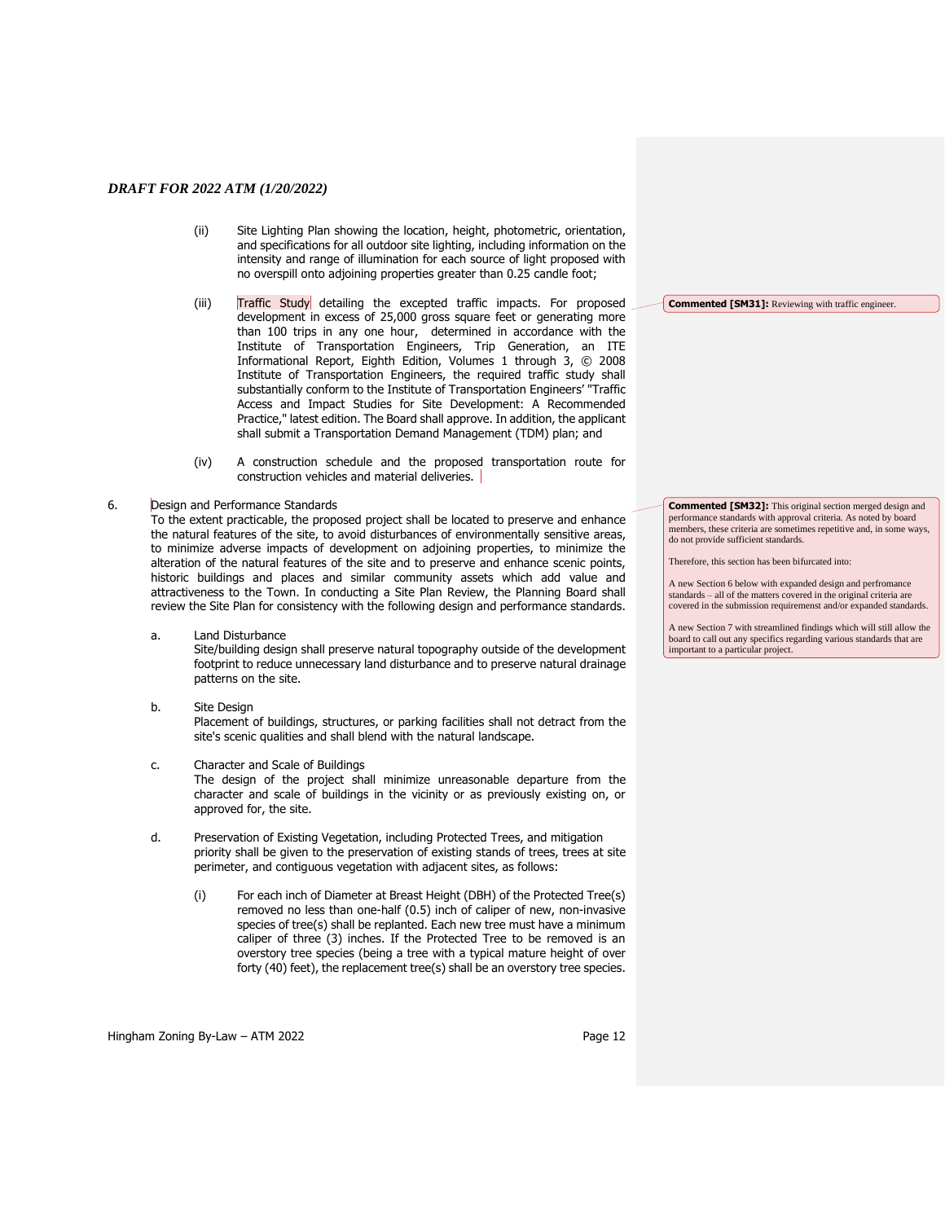*DRAFT FOR 2022 ATM (1/20/2022)*

(ii) Site Lighting Plan showing the location, height, photometric, orientation, and specifications for all outdoor site lighting, including information on the intensity and range of illumination for each source of light proposed with no overspill onto adjoining properties greater than 0.25 candle foot;

(iii) Traffic Study detailing the excepted traffic impacts. For proposed development in excess of 25,000 gross square feet or generating more than 100 trips in any one hour, determined in accordance with the Institute of Transportation Engineers, Trip Generation, an ITE Informational Report, Eighth Edition, Volumes 1 through 3, © 2008 Institute of Transportation Engineers, the required traffic study shall substantially conform to the Institute of Transportation Engineers' "Traffic Access and Impact Studies for Site Development: A Recommended Practice," latest edition. The Board shall approve. In addition, the applicant shall submit a Transportation Demand Management (TDM) plan; and

> **Commented [SM31]:** Reviewing with traffic engineer.

(iv) A construction schedule and the proposed transportation route for construction vehicles and material deliveries.

6. Design and Performance Standards

To the extent practicable, the proposed project shall be located to preserve and enhance the natural features of the site, to avoid disturbances of environmentally sensitive areas, to minimize adverse impacts of development on adjoining properties, to minimize the alteration of the natural features of the site and to preserve and enhance scenic points, historic buildings and places and similar community assets which add value and attractiveness to the Town. In conducting a Site Plan Review, the Planning Board shall review the Site Plan for consistency with the following design and performance standards.

> **Commented [SM32]:** This original section merged design and performance standards with approval criteria. As noted by board members, these criteria are sometimes repetitive and, in some ways, do not provide sufficient standards.
>
> Therefore, this section has been bifurcated into:
>
> A new Section 6 below with expanded design and perfromance standards – all of the matters covered in the original criteria are covered in the submission requiremenst and/or expanded standards.
>
> A new Section 7 with streamlined findings which will still allow the board to call out any specifics regarding various standards that are important to a particular project.

a. Land Disturbance

Site/building design shall preserve natural topography outside of the development footprint to reduce unnecessary land disturbance and to preserve natural drainage patterns on the site.

b. Site Design

Placement of buildings, structures, or parking facilities shall not detract from the site's scenic qualities and shall blend with the natural landscape.

c. Character and Scale of Buildings

The design of the project shall minimize unreasonable departure from the character and scale of buildings in the vicinity or as previously existing on, or approved for, the site.

d. Preservation of Existing Vegetation, including Protected Trees, and mitigation priority shall be given to the preservation of existing stands of trees, trees at site perimeter, and contiguous vegetation with adjacent sites, as follows:

(i) For each inch of Diameter at Breast Height (DBH) of the Protected Tree(s) removed no less than one-half (0.5) inch of caliper of new, non-invasive species of tree(s) shall be replanted. Each new tree must have a minimum caliper of three (3) inches. If the Protected Tree to be removed is an overstory tree species (being a tree with a typical mature height of over forty (40) feet), the replacement tree(s) shall be an overstory tree species.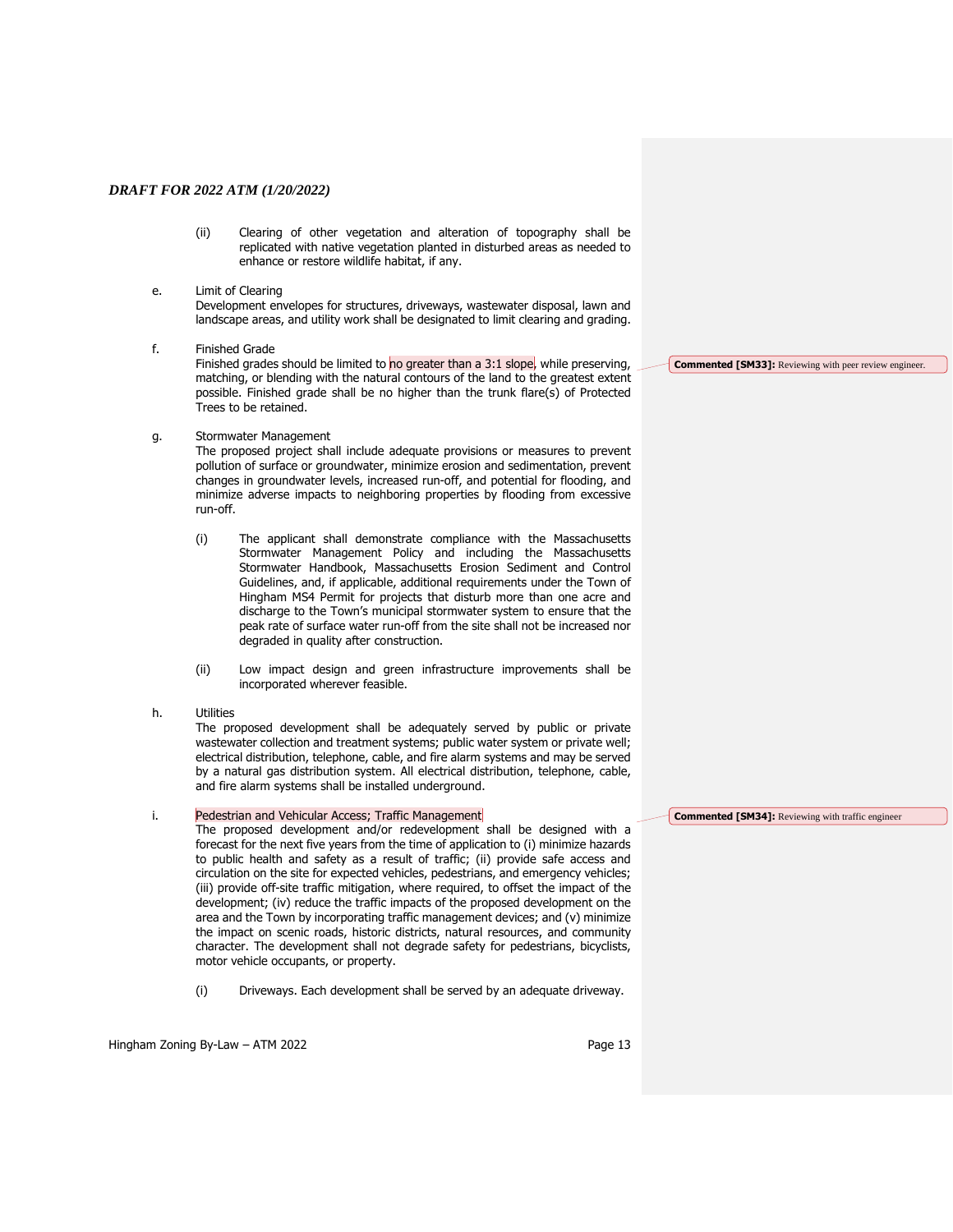(ii) Clearing of other vegetation and alteration of topography shall be replicated with native vegetation planted in disturbed areas as needed to enhance or restore wildlife habitat, if any.

e. Limit of Clearing
Development envelopes for structures, driveways, wastewater disposal, lawn and landscape areas, and utility work shall be designated to limit clearing and grading.

f. Finished Grade
Finished grades should be limited to no greater than a 3:1 slope, while preserving, matching, or blending with the natural contours of the land to the greatest extent possible. Finished grade shall be no higher than the trunk flare(s) of Protected Trees to be retained.

**Commented [SM33]:** Reviewing with peer review engineer.

g. Stormwater Management
The proposed project shall include adequate provisions or measures to prevent pollution of surface or groundwater, minimize erosion and sedimentation, prevent changes in groundwater levels, increased run-off, and potential for flooding, and minimize adverse impacts to neighboring properties by flooding from excessive run-off.

(i) The applicant shall demonstrate compliance with the Massachusetts Stormwater Management Policy and including the Massachusetts Stormwater Handbook, Massachusetts Erosion Sediment and Control Guidelines, and, if applicable, additional requirements under the Town of Hingham MS4 Permit for projects that disturb more than one acre and discharge to the Town's municipal stormwater system to ensure that the peak rate of surface water run-off from the site shall not be increased nor degraded in quality after construction.

(ii) Low impact design and green infrastructure improvements shall be incorporated wherever feasible.

h. Utilities
The proposed development shall be adequately served by public or private wastewater collection and treatment systems; public water system or private well; electrical distribution, telephone, cable, and fire alarm systems and may be served by a natural gas distribution system. All electrical distribution, telephone, cable, and fire alarm systems shall be installed underground.

i. Pedestrian and Vehicular Access; Traffic Management
The proposed development and/or redevelopment shall be designed with a forecast for the next five years from the time of application to (i) minimize hazards to public health and safety as a result of traffic; (ii) provide safe access and circulation on the site for expected vehicles, pedestrians, and emergency vehicles; (iii) provide off-site traffic mitigation, where required, to offset the impact of the development; (iv) reduce the traffic impacts of the proposed development on the area and the Town by incorporating traffic management devices; and (v) minimize the impact on scenic roads, historic districts, natural resources, and community character. The development shall not degrade safety for pedestrians, bicyclists, motor vehicle occupants, or property.

**Commented [SM34]:** Reviewing with traffic engineer

(i) Driveways. Each development shall be served by an adequate driveway.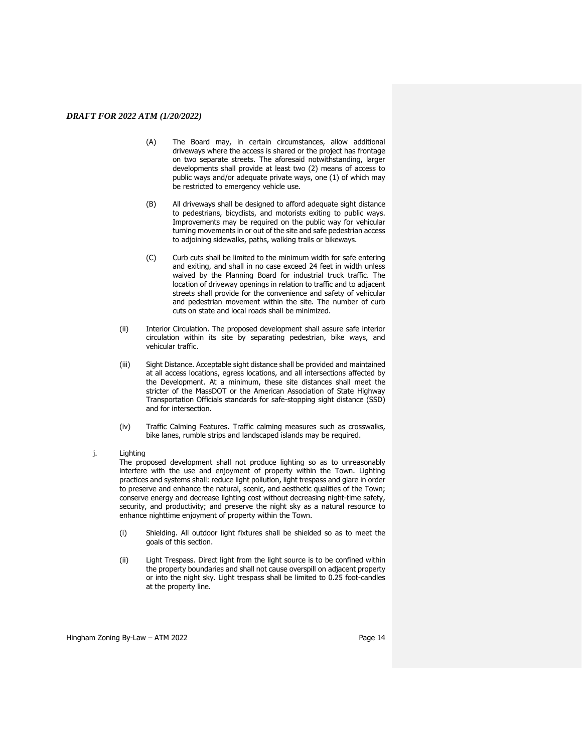(A) The Board may, in certain circumstances, allow additional driveways where the access is shared or the project has frontage on two separate streets. The aforesaid notwithstanding, larger developments shall provide at least two (2) means of access to public ways and/or adequate private ways, one (1) of which may be restricted to emergency vehicle use.

(B) All driveways shall be designed to afford adequate sight distance to pedestrians, bicyclists, and motorists exiting to public ways. Improvements may be required on the public way for vehicular turning movements in or out of the site and safe pedestrian access to adjoining sidewalks, paths, walking trails or bikeways.

(C) Curb cuts shall be limited to the minimum width for safe entering and exiting, and shall in no case exceed 24 feet in width unless waived by the Planning Board for industrial truck traffic. The location of driveway openings in relation to traffic and to adjacent streets shall provide for the convenience and safety of vehicular and pedestrian movement within the site. The number of curb cuts on state and local roads shall be minimized.

(ii) Interior Circulation. The proposed development shall assure safe interior circulation within its site by separating pedestrian, bike ways, and vehicular traffic.

(iii) Sight Distance. Acceptable sight distance shall be provided and maintained at all access locations, egress locations, and all intersections affected by the Development. At a minimum, these site distances shall meet the stricter of the MassDOT or the American Association of State Highway Transportation Officials standards for safe-stopping sight distance (SSD) and for intersection.

(iv) Traffic Calming Features. Traffic calming measures such as crosswalks, bike lanes, rumble strips and landscaped islands may be required.

j. Lighting

The proposed development shall not produce lighting so as to unreasonably interfere with the use and enjoyment of property within the Town. Lighting practices and systems shall: reduce light pollution, light trespass and glare in order to preserve and enhance the natural, scenic, and aesthetic qualities of the Town; conserve energy and decrease lighting cost without decreasing night-time safety, security, and productivity; and preserve the night sky as a natural resource to enhance nighttime enjoyment of property within the Town.

(i) Shielding. All outdoor light fixtures shall be shielded so as to meet the goals of this section.

(ii) Light Trespass. Direct light from the light source is to be confined within the property boundaries and shall not cause overspill on adjacent property or into the night sky. Light trespass shall be limited to 0.25 foot-candles at the property line.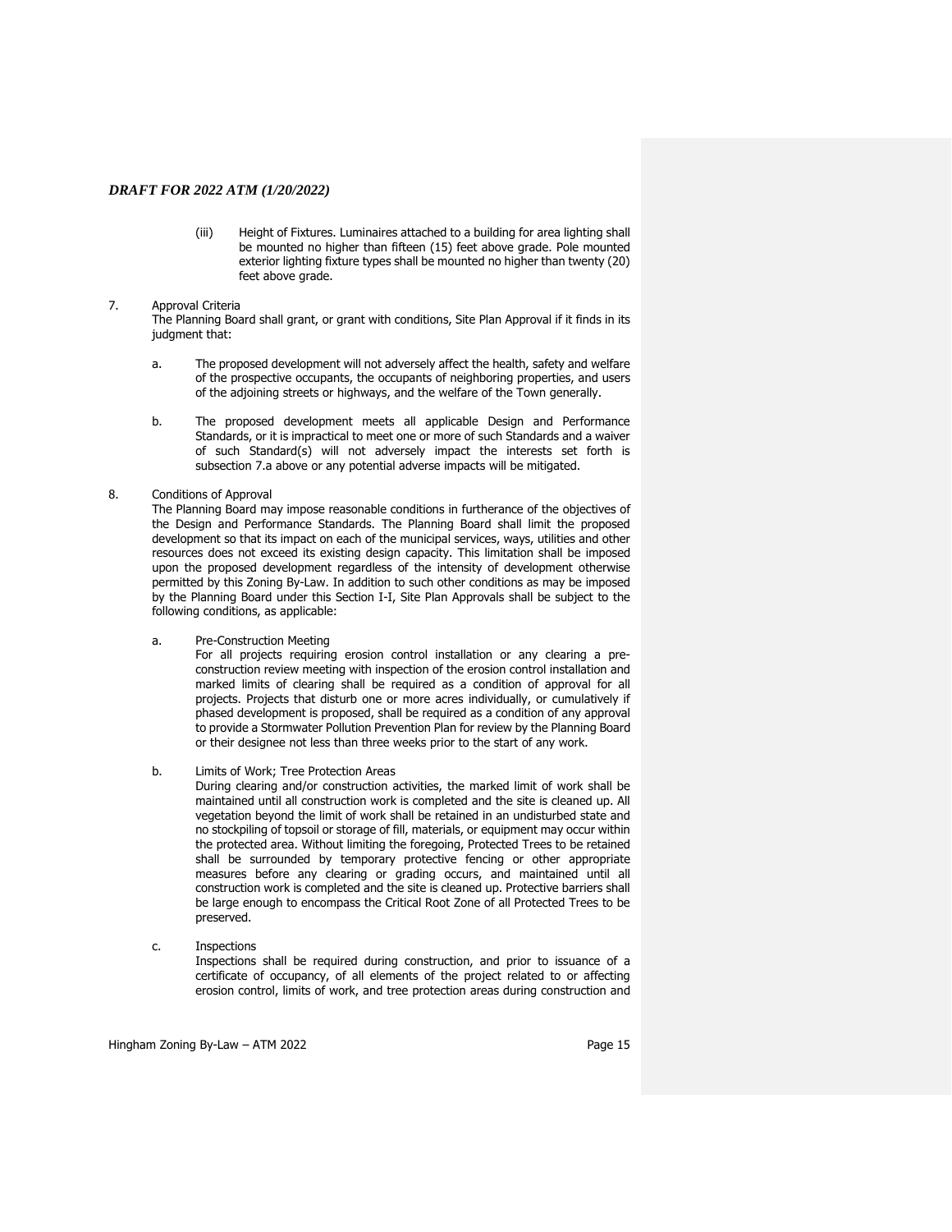(iii) Height of Fixtures. Luminaires attached to a building for area lighting shall be mounted no higher than fifteen (15) feet above grade. Pole mounted exterior lighting fixture types shall be mounted no higher than twenty (20) feet above grade.

7. Approval Criteria

The Planning Board shall grant, or grant with conditions, Site Plan Approval if it finds in its judgment that:

a. The proposed development will not adversely affect the health, safety and welfare of the prospective occupants, the occupants of neighboring properties, and users of the adjoining streets or highways, and the welfare of the Town generally.

b. The proposed development meets all applicable Design and Performance Standards, or it is impractical to meet one or more of such Standards and a waiver of such Standard(s) will not adversely impact the interests set forth is subsection 7.a above or any potential adverse impacts will be mitigated.

8. Conditions of Approval

The Planning Board may impose reasonable conditions in furtherance of the objectives of the Design and Performance Standards. The Planning Board shall limit the proposed development so that its impact on each of the municipal services, ways, utilities and other resources does not exceed its existing design capacity. This limitation shall be imposed upon the proposed development regardless of the intensity of development otherwise permitted by this Zoning By-Law. In addition to such other conditions as may be imposed by the Planning Board under this Section I-I, Site Plan Approvals shall be subject to the following conditions, as applicable:

a. Pre-Construction Meeting

For all projects requiring erosion control installation or any clearing a pre-construction review meeting with inspection of the erosion control installation and marked limits of clearing shall be required as a condition of approval for all projects. Projects that disturb one or more acres individually, or cumulatively if phased development is proposed, shall be required as a condition of any approval to provide a Stormwater Pollution Prevention Plan for review by the Planning Board or their designee not less than three weeks prior to the start of any work.

b. Limits of Work; Tree Protection Areas

During clearing and/or construction activities, the marked limit of work shall be maintained until all construction work is completed and the site is cleaned up. All vegetation beyond the limit of work shall be retained in an undisturbed state and no stockpiling of topsoil or storage of fill, materials, or equipment may occur within the protected area. Without limiting the foregoing, Protected Trees to be retained shall be surrounded by temporary protective fencing or other appropriate measures before any clearing or grading occurs, and maintained until all construction work is completed and the site is cleaned up. Protective barriers shall be large enough to encompass the Critical Root Zone of all Protected Trees to be preserved.

c. Inspections

Inspections shall be required during construction, and prior to issuance of a certificate of occupancy, of all elements of the project related to or affecting erosion control, limits of work, and tree protection areas during construction and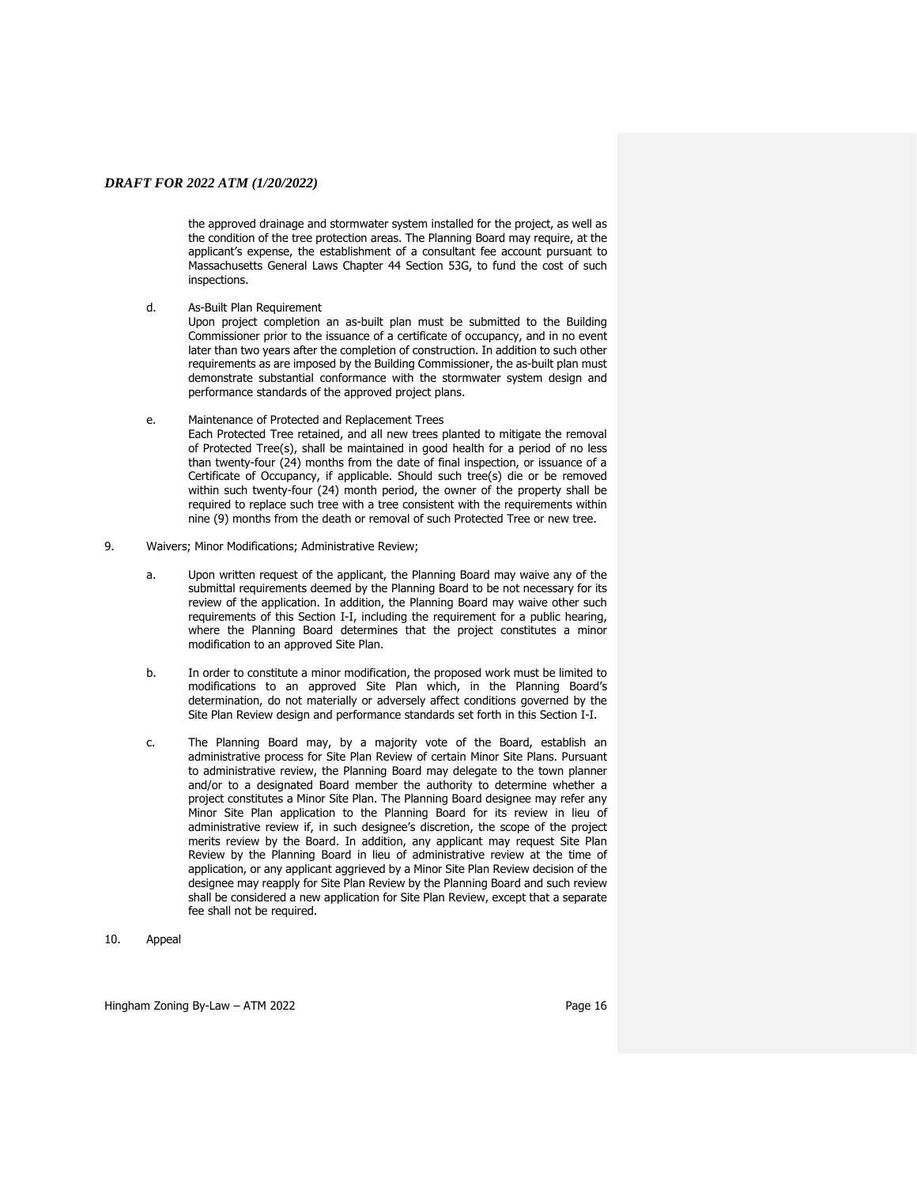the approved drainage and stormwater system installed for the project, as well as the condition of the tree protection areas. The Planning Board may require, at the applicant's expense, the establishment of a consultant fee account pursuant to Massachusetts General Laws Chapter 44 Section 53G, to fund the cost of such inspections.

d. As-Built Plan Requirement
   Upon project completion an as-built plan must be submitted to the Building Commissioner prior to the issuance of a certificate of occupancy, and in no event later than two years after the completion of construction. In addition to such other requirements as are imposed by the Building Commissioner, the as-built plan must demonstrate substantial conformance with the stormwater system design and performance standards of the approved project plans.

e. Maintenance of Protected and Replacement Trees
   Each Protected Tree retained, and all new trees planted to mitigate the removal of Protected Tree(s), shall be maintained in good health for a period of no less than twenty-four (24) months from the date of final inspection, or issuance of a Certificate of Occupancy, if applicable. Should such tree(s) die or be removed within such twenty-four (24) month period, the owner of the property shall be required to replace such tree with a tree consistent with the requirements within nine (9) months from the death or removal of such Protected Tree or new tree.

9. Waivers; Minor Modifications; Administrative Review;

   a. Upon written request of the applicant, the Planning Board may waive any of the submittal requirements deemed by the Planning Board to be not necessary for its review of the application. In addition, the Planning Board may waive other such requirements of this Section I-I, including the requirement for a public hearing, where the Planning Board determines that the project constitutes a minor modification to an approved Site Plan.

   b. In order to constitute a minor modification, the proposed work must be limited to modifications to an approved Site Plan which, in the Planning Board's determination, do not materially or adversely affect conditions governed by the Site Plan Review design and performance standards set forth in this Section I-I.

   c. The Planning Board may, by a majority vote of the Board, establish an administrative process for Site Plan Review of certain Minor Site Plans. Pursuant to administrative review, the Planning Board may delegate to the town planner and/or to a designated Board member the authority to determine whether a project constitutes a Minor Site Plan. The Planning Board designee may refer any Minor Site Plan application to the Planning Board for its review in lieu of administrative review if, in such designee's discretion, the scope of the project merits review by the Board. In addition, any applicant may request Site Plan Review by the Planning Board in lieu of administrative review at the time of application, or any applicant aggrieved by a Minor Site Plan Review decision of the designee may reapply for Site Plan Review by the Planning Board and such review shall be considered a new application for Site Plan Review, except that a separate fee shall not be required.

10. Appeal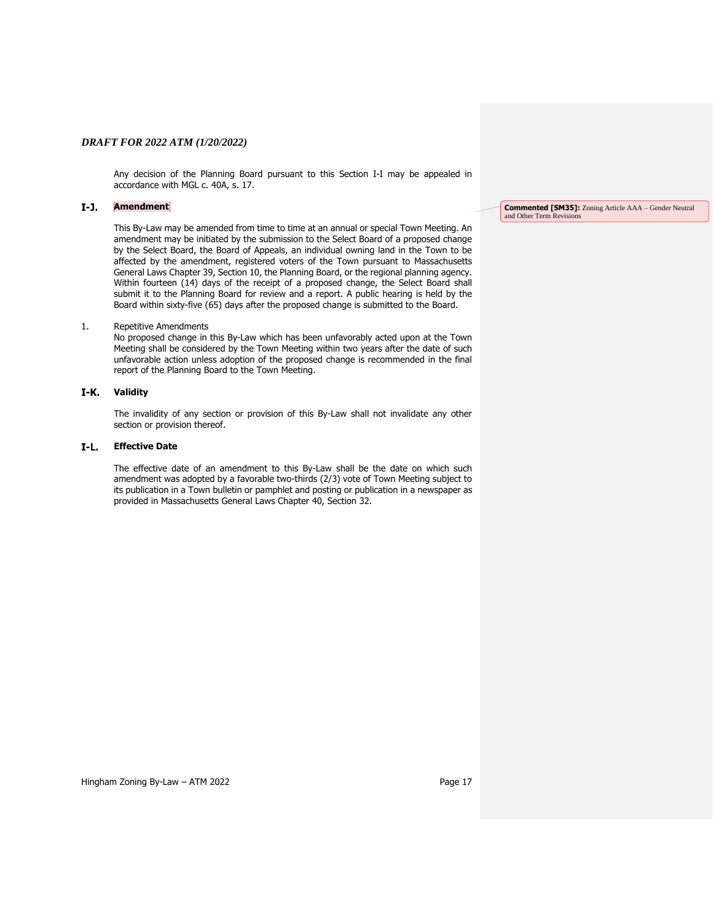Any decision of the Planning Board pursuant to this Section I-I may be appealed in accordance with MGL c. 40A, s. 17.

## I-J. Amendment

**Commented [SM35]:** Zoning Article AAA – Gender Neutral and Other Term Revisions

This By-Law may be amended from time to time at an annual or special Town Meeting. An amendment may be initiated by the submission to the Select Board of a proposed change by the Select Board, the Board of Appeals, an individual owning land in the Town to be affected by the amendment, registered voters of the Town pursuant to Massachusetts General Laws Chapter 39, Section 10, the Planning Board, or the regional planning agency. Within fourteen (14) days of the receipt of a proposed change, the Select Board shall submit it to the Planning Board for review and a report. A public hearing is held by the Board within sixty-five (65) days after the proposed change is submitted to the Board.

1. Repetitive Amendments
   No proposed change in this By-Law which has been unfavorably acted upon at the Town Meeting shall be considered by the Town Meeting within two years after the date of such unfavorable action unless adoption of the proposed change is recommended in the final report of the Planning Board to the Town Meeting.

## I-K. Validity

The invalidity of any section or provision of this By-Law shall not invalidate any other section or provision thereof.

## I-L. Effective Date

The effective date of an amendment to this By-Law shall be the date on which such amendment was adopted by a favorable two-thirds (2/3) vote of Town Meeting subject to its publication in a Town bulletin or pamphlet and posting or publication in a newspaper as provided in Massachusetts General Laws Chapter 40, Section 32.